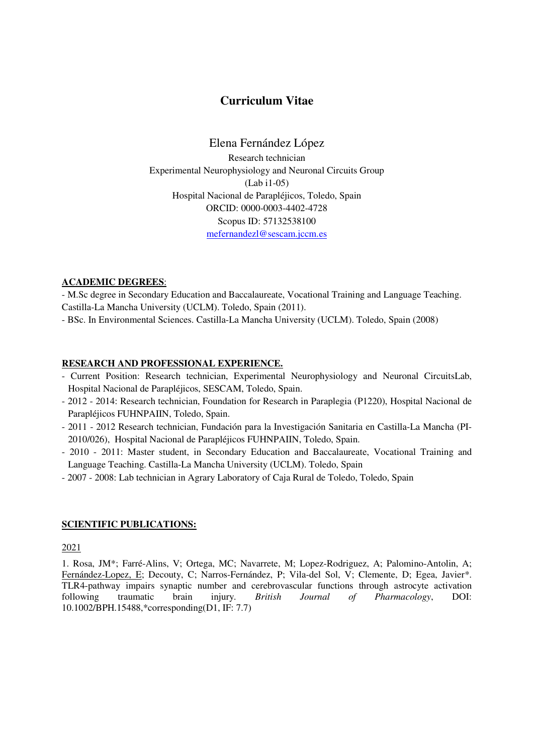# Curriculum Vitae

Elena Fernández López
Research technician
Experimental Neurophysiology and Neuronal Circuits Group
(Lab i1-05)
Hospital Nacional de Parapléjicos, Toledo, Spain
ORCID: 0000-0003-4402-4728
Scopus ID: 57132538100
mefernandezl@sescam.jccm.es

## ACADEMIC DEGREES:

- M.Sc degree in Secondary Education and Baccalaureate, Vocational Training and Language Teaching. Castilla-La Mancha University (UCLM). Toledo, Spain (2011).
- BSc. In Environmental Sciences. Castilla-La Mancha University (UCLM). Toledo, Spain (2008)

## RESEARCH AND PROFESSIONAL EXPERIENCE.

- Current Position: Research technician, Experimental Neurophysiology and Neuronal CircuitsLab, Hospital Nacional de Parapléjicos, SESCAM, Toledo, Spain.
- 2012 - 2014: Research technician, Foundation for Research in Paraplegia (P1220), Hospital Nacional de Parapléjicos FUHNPAIIN, Toledo, Spain.
- 2011 - 2012 Research technician, Fundación para la Investigación Sanitaria en Castilla-La Mancha (PI-2010/026), Hospital Nacional de Parapléjicos FUHNPAIIN, Toledo, Spain.
- 2010 - 2011: Master student, in Secondary Education and Baccalaureate, Vocational Training and Language Teaching. Castilla-La Mancha University (UCLM). Toledo, Spain
- 2007 - 2008: Lab technician in Agrary Laboratory of Caja Rural de Toledo, Toledo, Spain

## SCIENTIFIC PUBLICATIONS:

2021

1. Rosa, JM*; Farré-Alins, V; Ortega, MC; Navarrete, M; Lopez-Rodriguez, A; Palomino-Antolin, A; Fernández-Lopez, E; Decouty, C; Narros-Fernández, P; Vila-del Sol, V; Clemente, D; Egea, Javier*. TLR4-pathway impairs synaptic number and cerebrovascular functions through astrocyte activation following traumatic brain injury. *British Journal of Pharmacology*, DOI: 10.1002/BPH.15488,*corresponding(D1, IF: 7.7)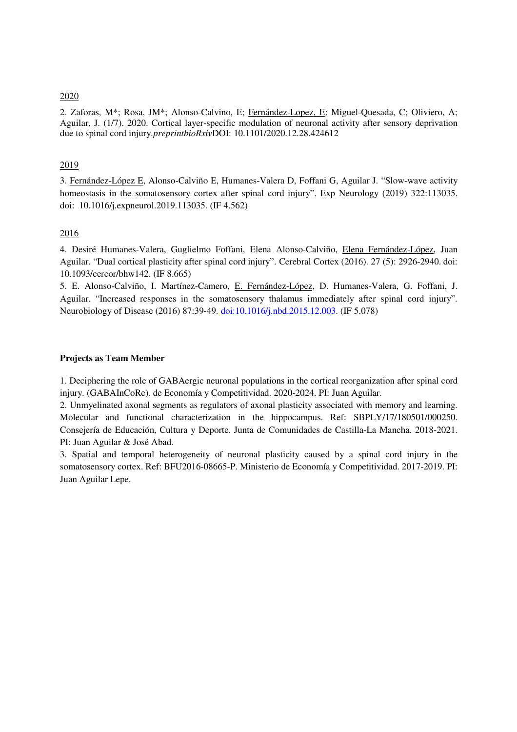<u>2020</u>

2. Zaforas, M*; Rosa, JM*; Alonso-Calvino, E; <u>Fernández-Lopez, E</u>; Miguel-Quesada, C; Oliviero, A; Aguilar, J. (1/7). 2020. Cortical layer-specific modulation of neuronal activity after sensory deprivation due to spinal cord injury.*preprintbioRxiv*DOI: 10.1101/2020.12.28.424612

<u>2019</u>

3. <u>Fernández-López E</u>, Alonso-Calviño E, Humanes-Valera D, Foffani G, Aguilar J. "Slow-wave activity homeostasis in the somatosensory cortex after spinal cord injury". Exp Neurology (2019) 322:113035. doi: 10.1016/j.expneurol.2019.113035. (IF 4.562)

<u>2016</u>

4. Desiré Humanes-Valera, Guglielmo Foffani, Elena Alonso-Calviño, <u>Elena Fernández-López</u>, Juan Aguilar. "Dual cortical plasticity after spinal cord injury". Cerebral Cortex (2016). 27 (5): 2926-2940. doi: 10.1093/cercor/bhw142. (IF 8.665)

5. E. Alonso-Calviño, I. Martínez-Camero, <u>E. Fernández-López</u>, D. Humanes-Valera, G. Foffani, J. Aguilar. "Increased responses in the somatosensory thalamus immediately after spinal cord injury". Neurobiology of Disease (2016) 87:39-49. doi:10.1016/j.nbd.2015.12.003. (IF 5.078)

**Projects as Team Member**

1. Deciphering the role of GABAergic neuronal populations in the cortical reorganization after spinal cord injury. (GABAInCoRe). de Economía y Competitividad. 2020-2024. PI: Juan Aguilar.

2. Unmyelinated axonal segments as regulators of axonal plasticity associated with memory and learning. Molecular and functional characterization in the hippocampus. Ref: SBPLY/17/180501/000250. Consejería de Educación, Cultura y Deporte. Junta de Comunidades de Castilla-La Mancha. 2018-2021. PI: Juan Aguilar & José Abad.

3. Spatial and temporal heterogeneity of neuronal plasticity caused by a spinal cord injury in the somatosensory cortex. Ref: BFU2016-08665-P. Ministerio de Economía y Competitividad. 2017-2019. PI: Juan Aguilar Lepe.